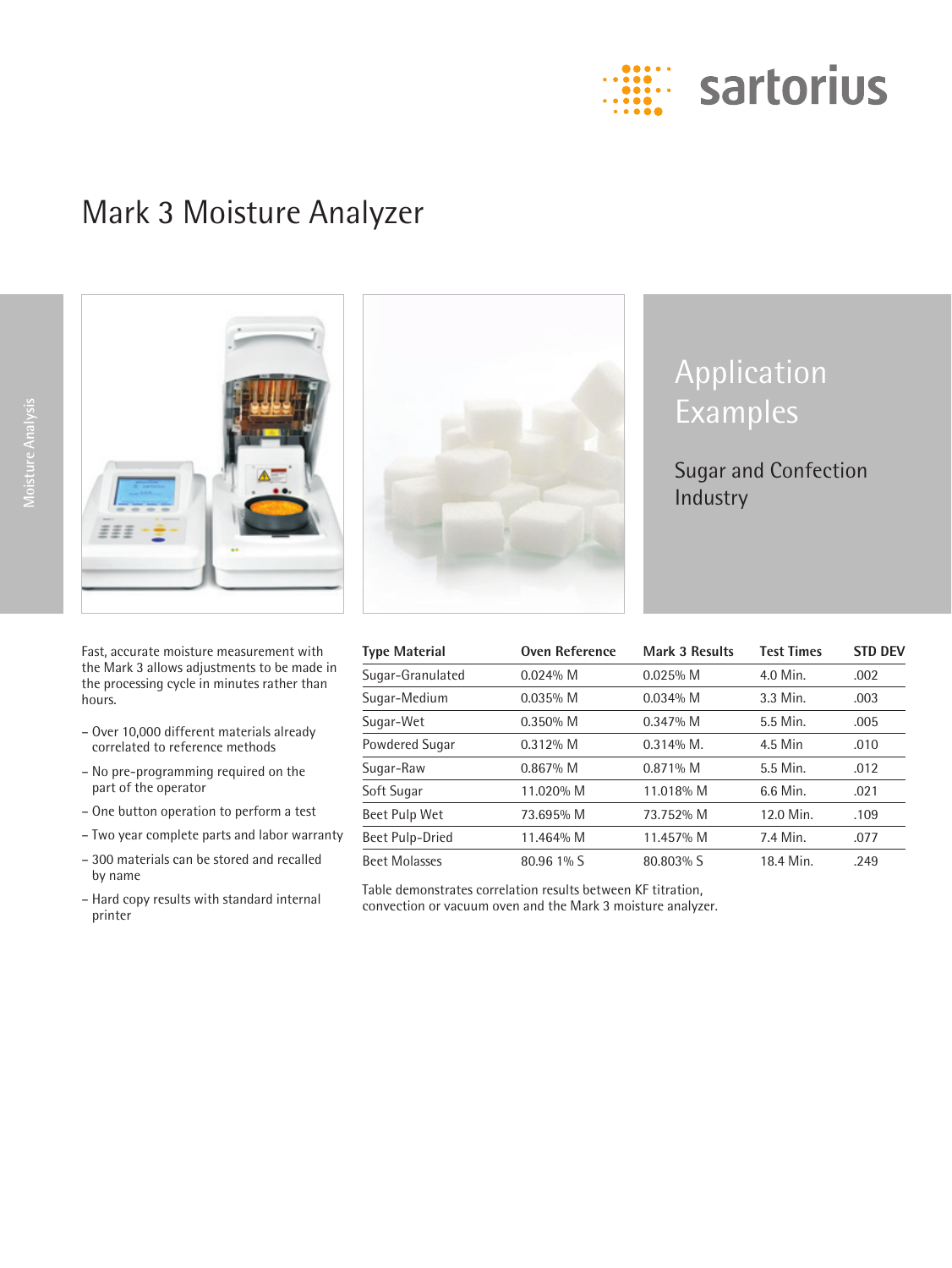# Mark 3 Moisture Analyzer

Moisture Analysis

## Application Examples

### Sugar and Confection Industry

Fast, accurate moisture measurement with the Mark 3 allows adjustments to be made in the processing cycle in minutes rather than hours.

- Over 10,000 different materials already correlated to reference methods
- No pre-programming required on the part of the operator
- One button operation to perform a test
- Two year complete parts and labor warranty
- 300 materials can be stored and recalled by name
- Hard copy results with standard internal printer

| Type Material | Oven Reference | Mark 3 Results | Test Times | STD DEV |
|---|---|---|---|---|
| Sugar-Granulated | 0.024% M | 0.025% M | 4.0 Min. | .002 |
| Sugar-Medium | 0.035% M | 0.034% M | 3.3 Min. | .003 |
| Sugar-Wet | 0.350% M | 0.347% M | 5.5 Min. | .005 |
| Powdered Sugar | 0.312% M | 0.314% M. | 4.5 Min | .010 |
| Sugar-Raw | 0.867% M | 0.871% M | 5.5 Min. | .012 |
| Soft Sugar | 11.020% M | 11.018% M | 6.6 Min. | .021 |
| Beet Pulp Wet | 73.695% M | 73.752% M | 12.0 Min. | .109 |
| Beet Pulp-Dried | 11.464% M | 11.457% M | 7.4 Min. | .077 |
| Beet Molasses | 80.96 1% S | 80.803% S | 18.4 Min. | .249 |

Table demonstrates correlation results between KF titration, convection or vacuum oven and the Mark 3 moisture analyzer.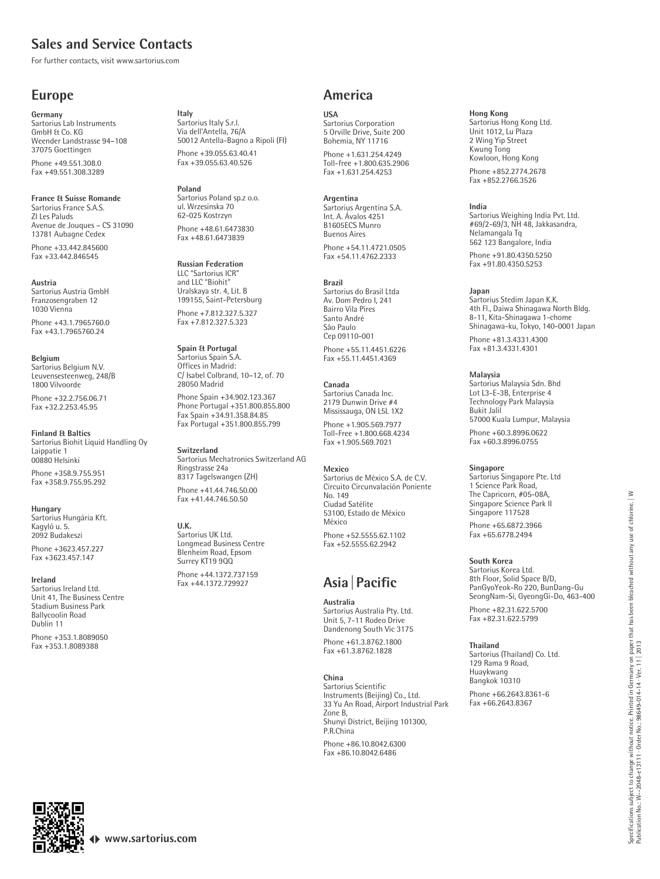## Sales and Service Contacts

For further contacts, visit www.sartorius.com

## Europe

**Germany**
Sartorius Lab Instruments
GmbH & Co. KG
Weender Landstrasse 94–108
37075 Goettingen

Phone +49.551.308.0
Fax +49.551.308.3289

**France & Suisse Romande**
Sartorius France S.A.S.
ZI Les Paluds
Avenue de Jouques – CS 31090
13781 Aubagne Cedex

Phone +33.442.845600
Fax +33.442.846545

**Austria**
Sartorius Austria GmbH
Franzosengraben 12
1030 Vienna

Phone +43.1.7965760.0
Fax +43.1.7965760.24

**Belgium**
Sartorius Belgium N.V.
Leuvensesteenweg, 248/B
1800 Vilvoorde

Phone +32.2.756.06.71
Fax +32.2.253.45.95

**Finland & Baltics**
Sartorius Biohit Liquid Handling Oy
Laippatie 1
00880 Helsinki

Phone +358.9.755.951
Fax +358.9.755.95.292

**Hungary**
Sartorius Hungária Kft.
Kagyló u. 5.
2092 Budakeszi

Phone +3623.457.227
Fax +3623.457.147

**Ireland**
Sartorius Ireland Ltd.
Unit 41, The Business Centre
Stadium Business Park
Ballycoolin Road
Dublin 11

Phone +353.1.8089050
Fax +353.1.8089388

**Italy**
Sartorius Italy S.r.l.
Via dell'Antella, 76/A
50012 Antella-Bagno a Ripoli (FI)

Phone +39.055.63.40.41
Fax +39.055.63.40.526

**Poland**
Sartorius Poland sp.z o.o.
ul. Wrzesinska 70
62-025 Kostrzyn

Phone +48.61.6473830
Fax +48.61.6473839

**Russian Federation**
LLC "Sartorius ICR"
and LLC "Biohit"
Uralskaya str. 4, Lit. B
199155, Saint-Petersburg

Phone +7.812.327.5.327
Fax +7.812.327.5.323

**Spain & Portugal**
Sartorius Spain S.A.
Offices in Madrid:
C/ Isabel Colbrand, 10–12, of. 70
28050 Madrid

Phone Spain +34.902.123.367
Phone Portugal +351.800.855.800
Fax Spain +34.91.358.84.85
Fax Portugal +351.800.855.799

**Switzerland**
Sartorius Mechatronics Switzerland AG
Ringstrasse 24a
8317 Tagelswangen (ZH)

Phone +41.44.746.50.00
Fax +41.44.746.50.50

**U.K.**
Sartorius UK Ltd.
Longmead Business Centre
Blenheim Road, Epsom
Surrey KT19 9QQ

Phone +44.1372.737159
Fax +44.1372.729927

## America

**USA**
Sartorius Corporation
5 Orville Drive, Suite 200
Bohemia, NY 11716

Phone +1.631.254.4249
Toll-free +1.800.635.2906
Fax +1.631.254.4253

**Argentina**
Sartorius Argentina S.A.
Int. A. Ávalos 4251
B1605ECS Munro
Buenos Aires

Phone +54.11.4721.0505
Fax +54.11.4762.2333

**Brazil**
Sartorius do Brasil Ltda
Av. Dom Pedro I, 241
Bairro Vila Pires
Santo André
São Paulo
Cep 09110-001

Phone +55.11.4451.6226
Fax +55.11.4451.4369

**Canada**
Sartorius Canada Inc.
2179 Dunwin Drive #4
Mississauga, ON L5L 1X2

Phone +1.905.569.7977
Toll-Free +1.800.668.4234
Fax +1.905.569.7021

**Mexico**
Sartorius de México S.A. de C.V.
Circuito Circunvalación Poniente
No. 149
Ciudad Satélite
53100, Estado de México
México

Phone +52.5555.62.1102
Fax +52.5555.62.2942

## Asia | Pacific

**Australia**
Sartorius Australia Pty. Ltd.
Unit 5, 7-11 Rodeo Drive
Dandenong South Vic 3175

Phone +61.3.8762.1800
Fax +61.3.8762.1828

**China**
Sartorius Scientific
Instruments (Beijing) Co., Ltd.
33 Yu An Road, Airport Industrial Park
Zone B,
Shunyi District, Beijing 101300,
P.R.China

Phone +86.10.8042.6300
Fax +86.10.8042.6486

**Hong Kong**
Sartorius Hong Kong Ltd.
Unit 1012, Lu Plaza
2 Wing Yip Street
Kwung Tong
Kowloon, Hong Kong

Phone +852.2774.2678
Fax +852.2766.3526

**India**
Sartorius Weighing India Pvt. Ltd.
#69/2-69/3, NH 48, Jakkasandra,
Nelamangala Tq
562 123 Bangalore, India

Phone +91.80.4350.5250
Fax +91.80.4350.5253

**Japan**
Sartorius Stedim Japan K.K.
4th Fl., Daiwa Shinagawa North Bldg.
8-11, Kita-Shinagawa 1-chome
Shinagawa-ku, Tokyo, 140-0001 Japan

Phone +81.3.4331.4300
Fax +81.3.4331.4301

**Malaysia**
Sartorius Malaysia Sdn. Bhd
Lot L3-E-3B, Enterprise 4
Technology Park Malaysia
Bukit Jalil
57000 Kuala Lumpur, Malaysia

Phone +60.3.8996.0622
Fax +60.3.8996.0755

**Singapore**
Sartorius Singapore Pte. Ltd
1 Science Park Road,
The Capricorn, #05-08A,
Singapore Science Park II
Singapore 117528

Phone +65.6872.3966
Fax +65.6778.2494

**South Korea**
Sartorius Korea Ltd.
8th Floor, Solid Space B/D,
PanGyoYeok-Ro 220, BunDang-Gu
SeongNam-Si, GyeongGi-Do, 463-400

Phone +82.31.622.5700
Fax +82.31.622.5799

**Thailand**
Sartorius (Thailand) Co. Ltd.
129 Rama 9 Road,
Huaykwang
Bangkok 10310

Phone +66.2643.8361-6
Fax +66.2643.8367

www.sartorius.com

Specifications subject to change without notice. Printed in Germany on paper that has been bleached without any use of chlorine. | W
Publication No.: W--2048-e13111 · Order No.: 98649-014-14 · Ver. 11 | 2013